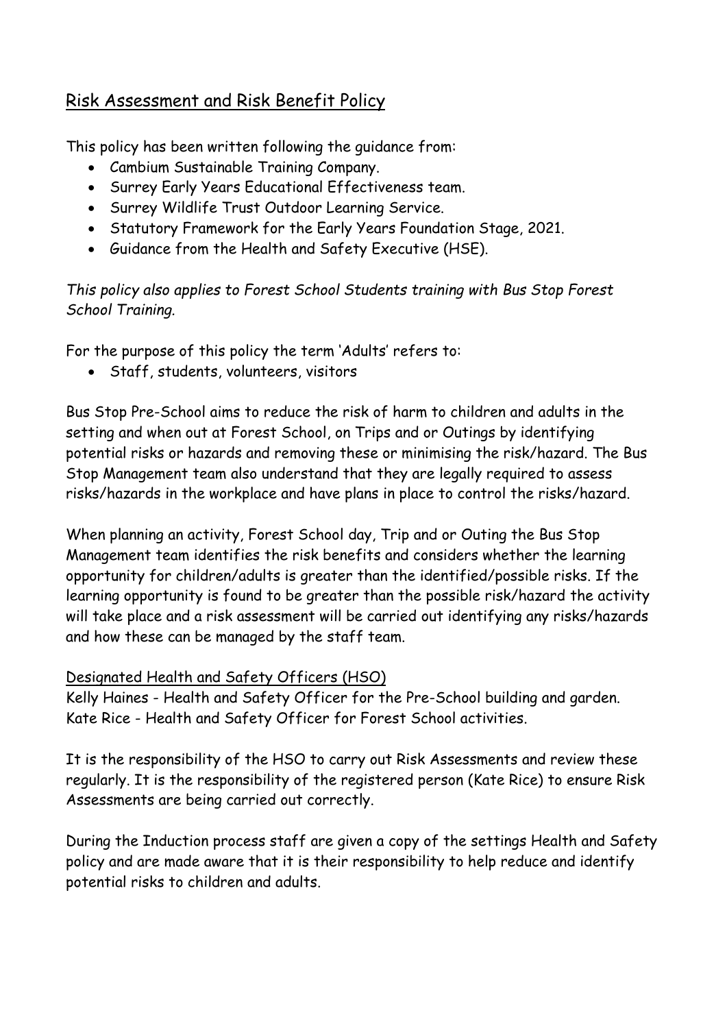# Risk Assessment and Risk Benefit Policy

This policy has been written following the guidance from:

- Cambium Sustainable Training Company.
- Surrey Early Years Educational Effectiveness team.
- Surrey Wildlife Trust Outdoor Learning Service.
- Statutory Framework for the Early Years Foundation Stage, 2021.
- Guidance from the Health and Safety Executive (HSE).

*This policy also applies to Forest School Students training with Bus Stop Forest School Training.*

For the purpose of this policy the term 'Adults' refers to:

- Staff, students, volunteers, visitors

Bus Stop Pre-School aims to reduce the risk of harm to children and adults in the setting and when out at Forest School, on Trips and or Outings by identifying potential risks or hazards and removing these or minimising the risk/hazard. The Bus Stop Management team also understand that they are legally required to assess risks/hazards in the workplace and have plans in place to control the risks/hazard.

When planning an activity, Forest School day, Trip and or Outing the Bus Stop Management team identifies the risk benefits and considers whether the learning opportunity for children/adults is greater than the identified/possible risks. If the learning opportunity is found to be greater than the possible risk/hazard the activity will take place and a risk assessment will be carried out identifying any risks/hazards and how these can be managed by the staff team.

## Designated Health and Safety Officers (HSO)

Kelly Haines - Health and Safety Officer for the Pre-School building and garden.
Kate Rice - Health and Safety Officer for Forest School activities.

It is the responsibility of the HSO to carry out Risk Assessments and review these regularly. It is the responsibility of the registered person (Kate Rice) to ensure Risk Assessments are being carried out correctly.

During the Induction process staff are given a copy of the settings Health and Safety policy and are made aware that it is their responsibility to help reduce and identify potential risks to children and adults.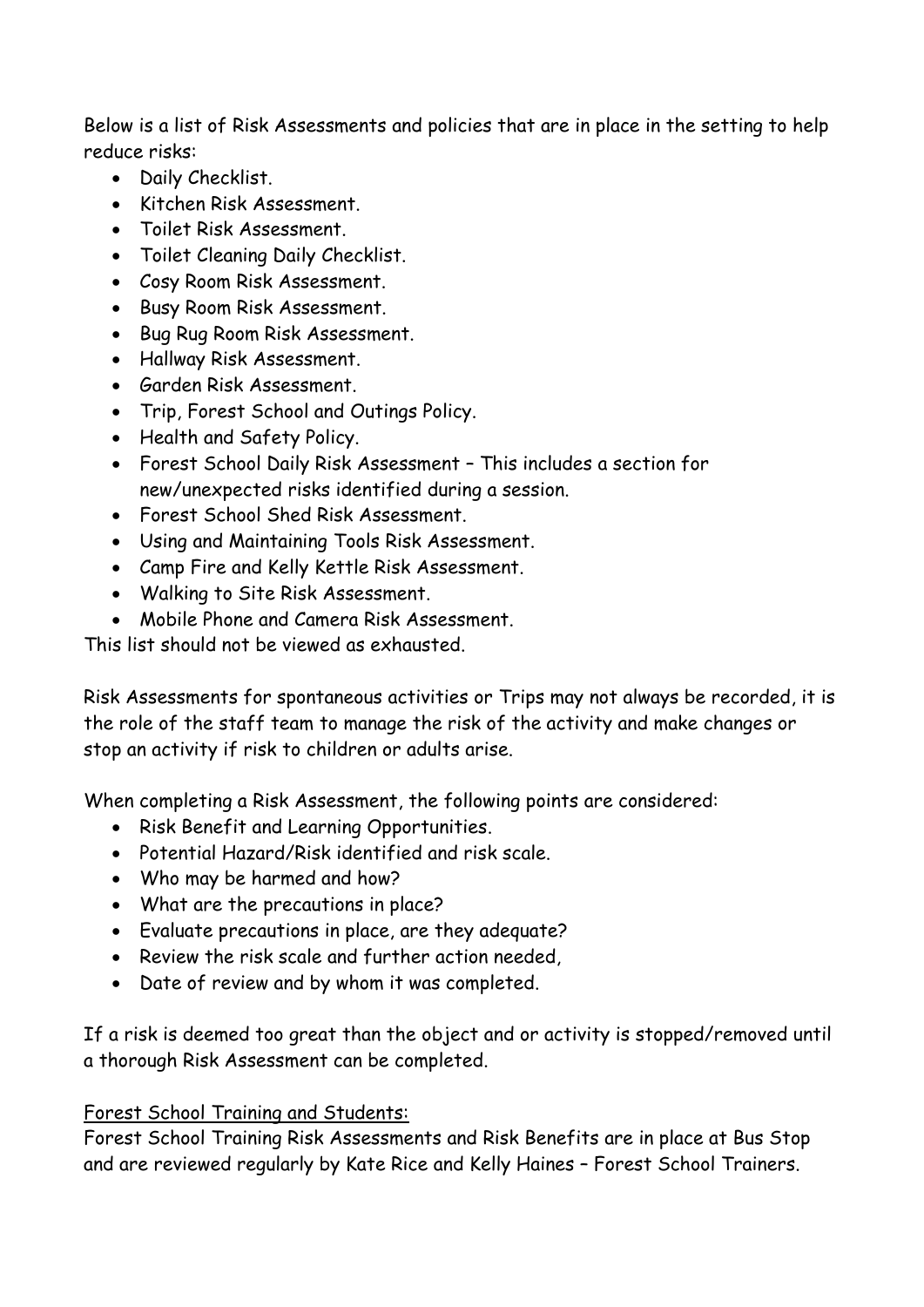Below is a list of Risk Assessments and policies that are in place in the setting to help reduce risks:

- Daily Checklist.
- Kitchen Risk Assessment.
- Toilet Risk Assessment.
- Toilet Cleaning Daily Checklist.
- Cosy Room Risk Assessment.
- Busy Room Risk Assessment.
- Bug Rug Room Risk Assessment.
- Hallway Risk Assessment.
- Garden Risk Assessment.
- Trip, Forest School and Outings Policy.
- Health and Safety Policy.
- Forest School Daily Risk Assessment – This includes a section for new/unexpected risks identified during a session.
- Forest School Shed Risk Assessment.
- Using and Maintaining Tools Risk Assessment.
- Camp Fire and Kelly Kettle Risk Assessment.
- Walking to Site Risk Assessment.
- Mobile Phone and Camera Risk Assessment.

This list should not be viewed as exhausted.

Risk Assessments for spontaneous activities or Trips may not always be recorded, it is the role of the staff team to manage the risk of the activity and make changes or stop an activity if risk to children or adults arise.

When completing a Risk Assessment, the following points are considered:

- Risk Benefit and Learning Opportunities.
- Potential Hazard/Risk identified and risk scale.
- Who may be harmed and how?
- What are the precautions in place?
- Evaluate precautions in place, are they adequate?
- Review the risk scale and further action needed,
- Date of review and by whom it was completed.

If a risk is deemed too great than the object and or activity is stopped/removed until a thorough Risk Assessment can be completed.

<u>Forest School Training and Students:</u>

Forest School Training Risk Assessments and Risk Benefits are in place at Bus Stop and are reviewed regularly by Kate Rice and Kelly Haines – Forest School Trainers.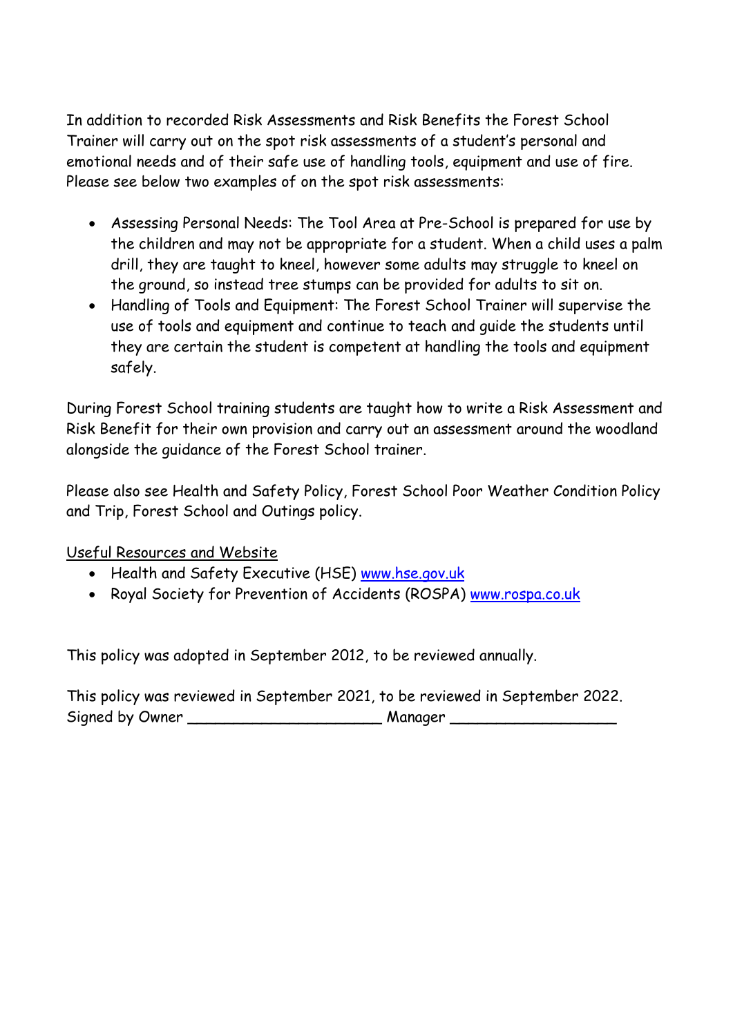In addition to recorded Risk Assessments and Risk Benefits the Forest School Trainer will carry out on the spot risk assessments of a student's personal and emotional needs and of their safe use of handling tools, equipment and use of fire. Please see below two examples of on the spot risk assessments:

- Assessing Personal Needs: The Tool Area at Pre-School is prepared for use by the children and may not be appropriate for a student. When a child uses a palm drill, they are taught to kneel, however some adults may struggle to kneel on the ground, so instead tree stumps can be provided for adults to sit on.
- Handling of Tools and Equipment: The Forest School Trainer will supervise the use of tools and equipment and continue to teach and guide the students until they are certain the student is competent at handling the tools and equipment safely.

During Forest School training students are taught how to write a Risk Assessment and Risk Benefit for their own provision and carry out an assessment around the woodland alongside the guidance of the Forest School trainer.

Please also see Health and Safety Policy, Forest School Poor Weather Condition Policy and Trip, Forest School and Outings policy.

Useful Resources and Website

- Health and Safety Executive (HSE) www.hse.gov.uk
- Royal Society for Prevention of Accidents (ROSPA) www.rospa.co.uk

This policy was adopted in September 2012, to be reviewed annually.

This policy was reviewed in September 2021, to be reviewed in September 2022.
Signed by Owner ______________________ Manager ___________________